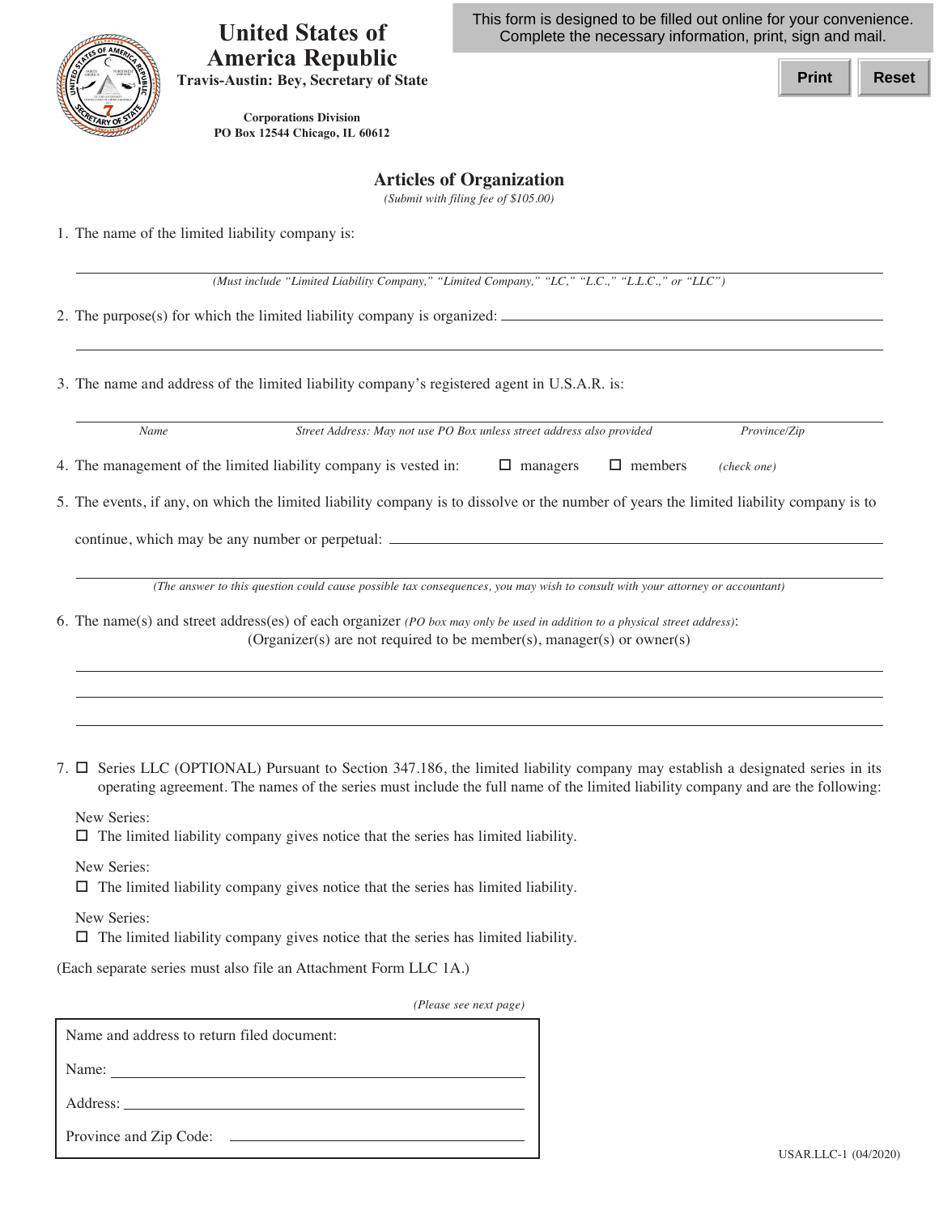# United States of America Republic

**Travis-Austin: Bey, Secretary of State**

**Corporations Division**
**PO Box 12544 Chicago, IL 60612**

This form is designed to be filled out online for your convenience. Complete the necessary information, print, sign and mail.

Print | Reset

## Articles of Organization

*(Submit with filing fee of $105.00)*

1. The name of the limited liability company is:

   ______________________________________________

   *(Must include "Limited Liability Company," "Limited Company," "LC," "L.C.," "L.L.C.," or "LLC")*

2. The purpose(s) for which the limited liability company is organized: ______________________________________________

   ______________________________________________

3. The name and address of the limited liability company's registered agent in U.S.A.R. is:

   ______________________________________________

   *Name* | *Street Address: May not use PO Box unless street address also provided* | *Province/Zip*

4. The management of the limited liability company is vested in: ☐ managers ☐ members *(check one)*

5. The events, if any, on which the limited liability company is to dissolve or the number of years the limited liability company is to continue, which may be any number or perpetual: ______________________________________________

   ______________________________________________

   *(The answer to this question could cause possible tax consequences, you may wish to consult with your attorney or accountant)*

6. The name(s) and street address(es) of each organizer *(PO box may only be used in addition to a physical street address)*:
   (Organizer(s) are not required to be member(s), manager(s) or owner(s))

   ______________________________________________

   ______________________________________________

   ______________________________________________

7. ☐ Series LLC (OPTIONAL) Pursuant to Section 347.186, the limited liability company may establish a designated series in its operating agreement. The names of the series must include the full name of the limited liability company and are the following:

   New Series:
   ☐ The limited liability company gives notice that the series has limited liability.

   New Series:
   ☐ The limited liability company gives notice that the series has limited liability.

   New Series:
   ☐ The limited liability company gives notice that the series has limited liability.

(Each separate series must also file an Attachment Form LLC 1A.)

*(Please see next page)*

Name and address to return filed document:

Name: ______________________________________________

Address: ______________________________________________

Province and Zip Code: ______________________________________________

USAR.LLC-1 (04/2020)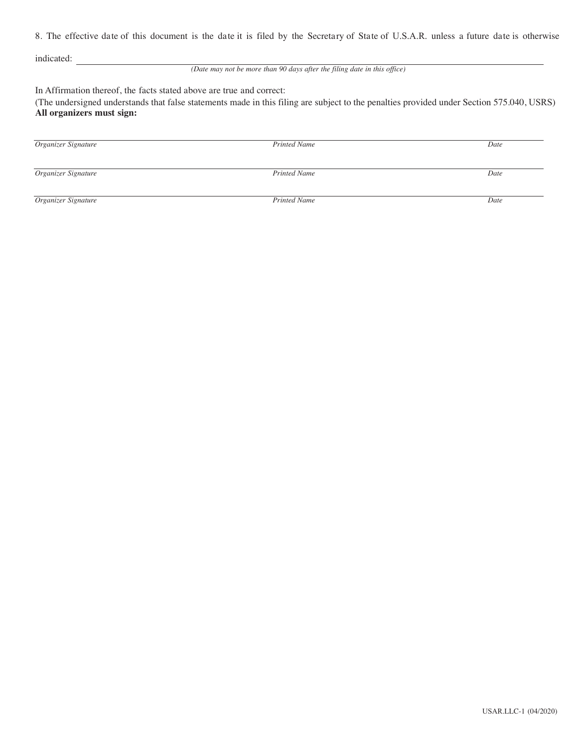8. The effective date of this document is the date it is filed by the Secretary of State of U.S.A.R. unless a future date is otherwise

indicated: ______________________________________________

*(Date may not be more than 90 days after the filing date in this office)*

In Affirmation thereof, the facts stated above are true and correct:
(The undersigned understands that false statements made in this filing are subject to the penalties provided under Section 575.040, USRS)
**All organizers must sign:**

| | | |
|---|---|---|
| *Organizer Signature* | *Printed Name* | *Date* |
| *Organizer Signature* | *Printed Name* | *Date* |
| *Organizer Signature* | *Printed Name* | *Date* |

USAR.LLC-1 (04/2020)